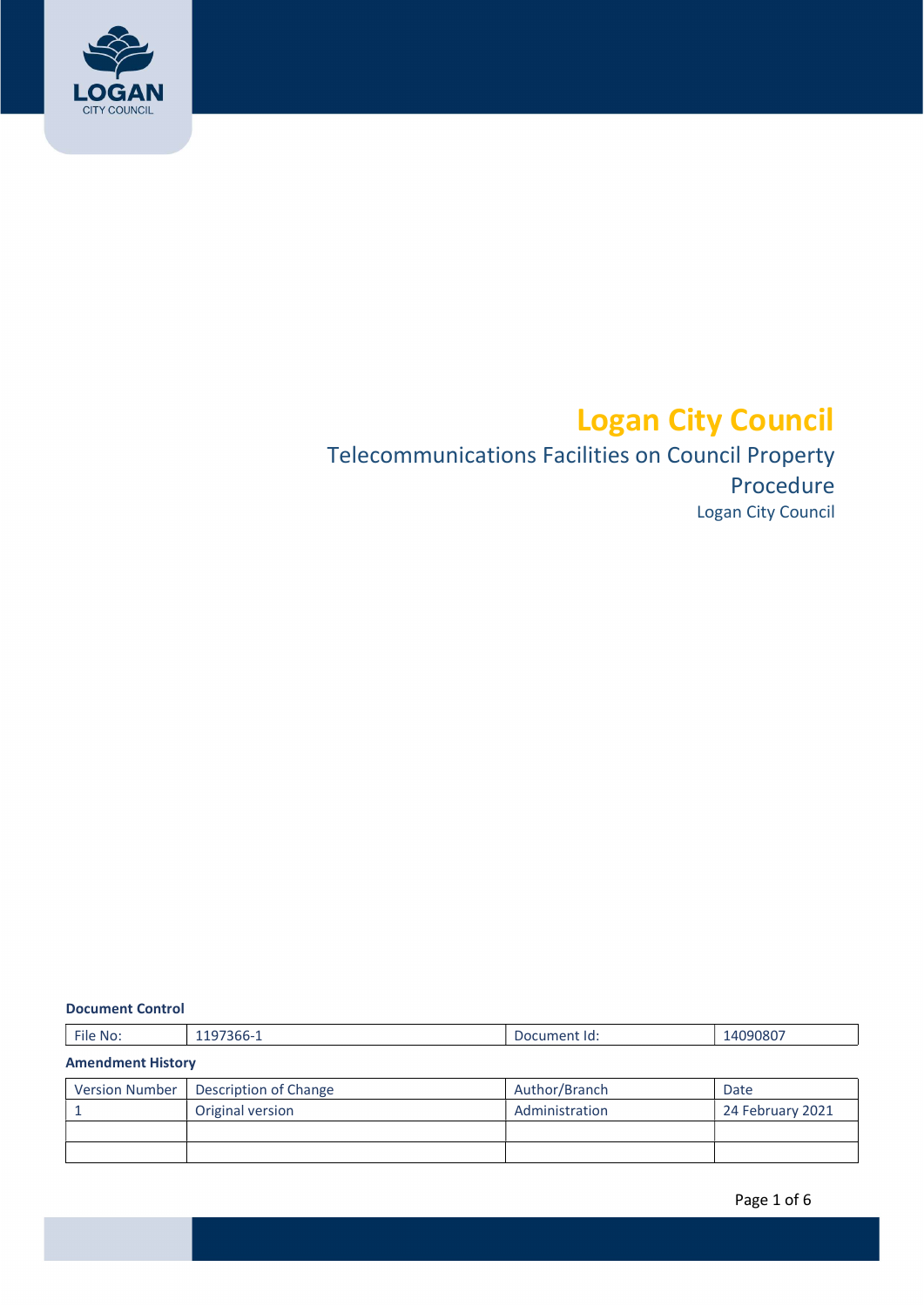# Logan City Council

## Telecommunications Facilities on Council Property Procedure

Logan City Council

**Document Control**

| File No: | 1197366-1 | Document Id: | 14090807 |
|---|---|---|---|

**Amendment History**

| Version Number | Description of Change | Author/Branch | Date |
|---|---|---|---|
| 1 | Original version | Administration | 24 February 2021 |
| | | | |
| | | | |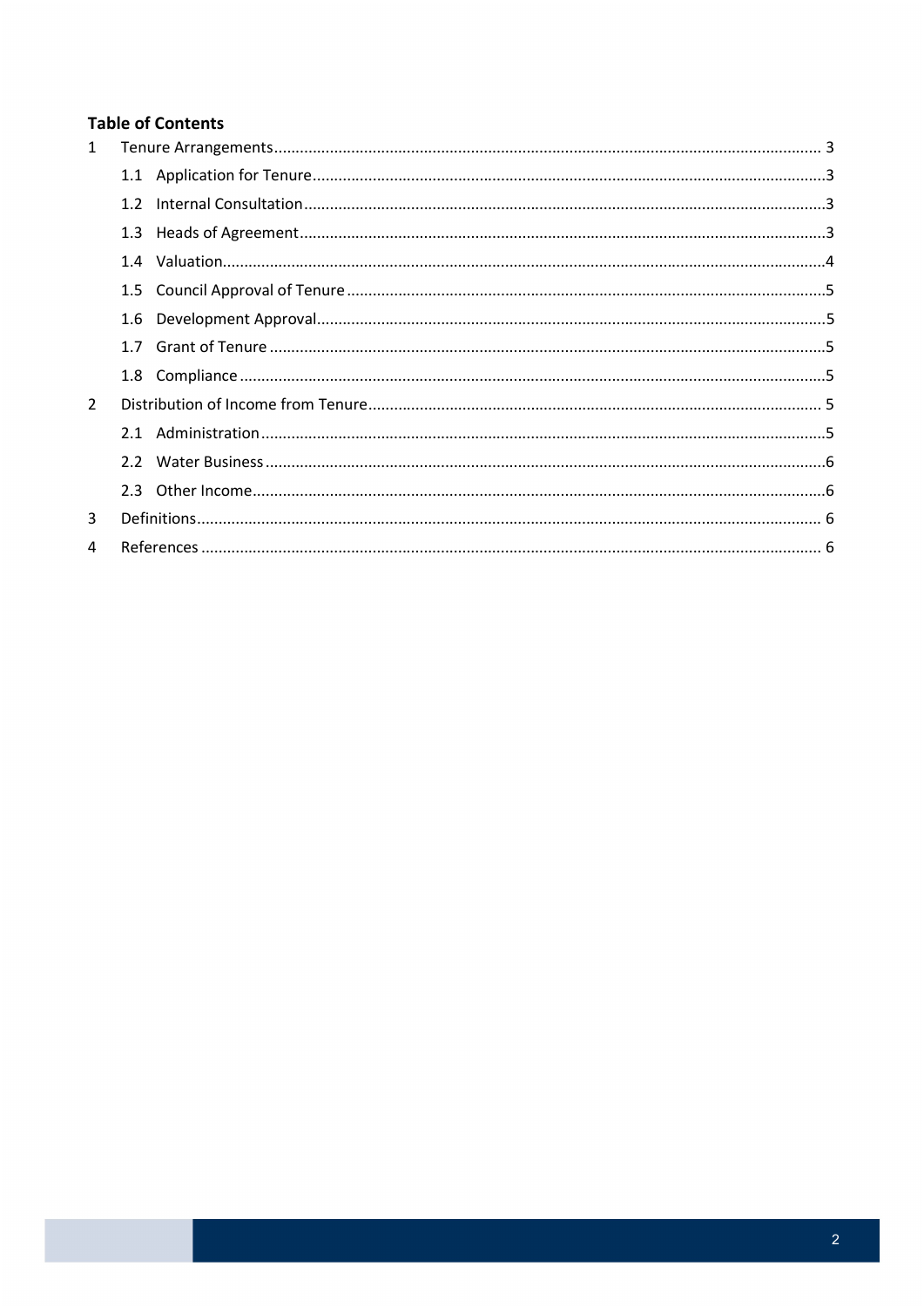## Table of Contents

1 Tenure Arrangements ..... 3
- 1.1 Application for Tenure ..... 3
- 1.2 Internal Consultation ..... 3
- 1.3 Heads of Agreement ..... 3
- 1.4 Valuation ..... 4
- 1.5 Council Approval of Tenure ..... 5
- 1.6 Development Approval ..... 5
- 1.7 Grant of Tenure ..... 5
- 1.8 Compliance ..... 5

2 Distribution of Income from Tenure ..... 5
- 2.1 Administration ..... 5
- 2.2 Water Business ..... 6
- 2.3 Other Income ..... 6

3 Definitions ..... 6

4 References ..... 6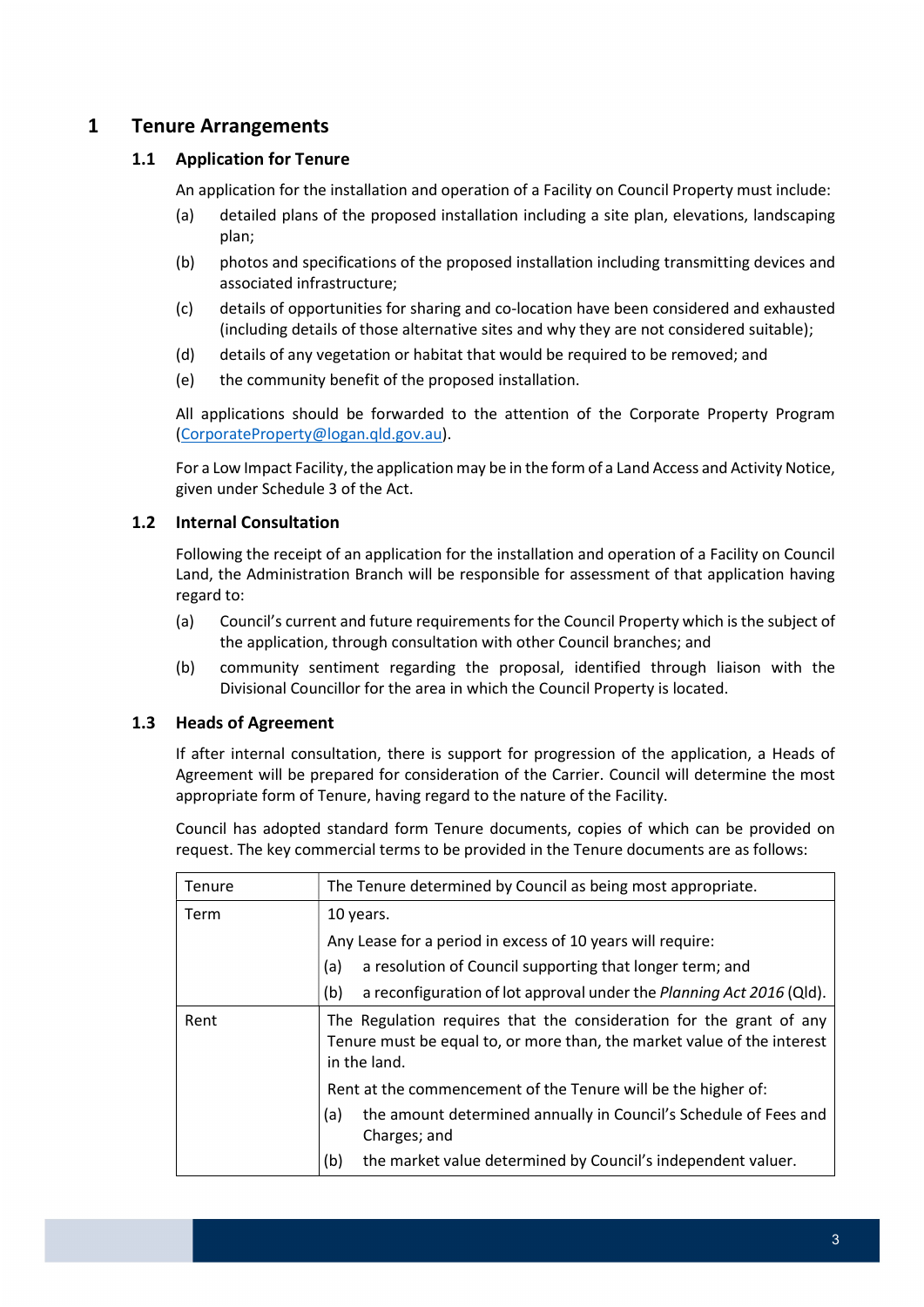# 1 Tenure Arrangements

## 1.1 Application for Tenure

An application for the installation and operation of a Facility on Council Property must include:

(a) detailed plans of the proposed installation including a site plan, elevations, landscaping plan;

(b) photos and specifications of the proposed installation including transmitting devices and associated infrastructure;

(c) details of opportunities for sharing and co-location have been considered and exhausted (including details of those alternative sites and why they are not considered suitable);

(d) details of any vegetation or habitat that would be required to be removed; and

(e) the community benefit of the proposed installation.

All applications should be forwarded to the attention of the Corporate Property Program (CorporateProperty@logan.qld.gov.au).

For a Low Impact Facility, the application may be in the form of a Land Access and Activity Notice, given under Schedule 3 of the Act.

## 1.2 Internal Consultation

Following the receipt of an application for the installation and operation of a Facility on Council Land, the Administration Branch will be responsible for assessment of that application having regard to:

(a) Council's current and future requirements for the Council Property which is the subject of the application, through consultation with other Council branches; and

(b) community sentiment regarding the proposal, identified through liaison with the Divisional Councillor for the area in which the Council Property is located.

## 1.3 Heads of Agreement

If after internal consultation, there is support for progression of the application, a Heads of Agreement will be prepared for consideration of the Carrier. Council will determine the most appropriate form of Tenure, having regard to the nature of the Facility.

Council has adopted standard form Tenure documents, copies of which can be provided on request. The key commercial terms to be provided in the Tenure documents are as follows:

| | |
|---|---|
| Tenure | The Tenure determined by Council as being most appropriate. |
| Term | 10 years.<br><br>Any Lease for a period in excess of 10 years will require:<br>(a) a resolution of Council supporting that longer term; and<br>(b) a reconfiguration of lot approval under the *Planning Act 2016* (Qld). |
| Rent | The Regulation requires that the consideration for the grant of any Tenure must be equal to, or more than, the market value of the interest in the land.<br><br>Rent at the commencement of the Tenure will be the higher of:<br>(a) the amount determined annually in Council's Schedule of Fees and Charges; and<br>(b) the market value determined by Council's independent valuer. |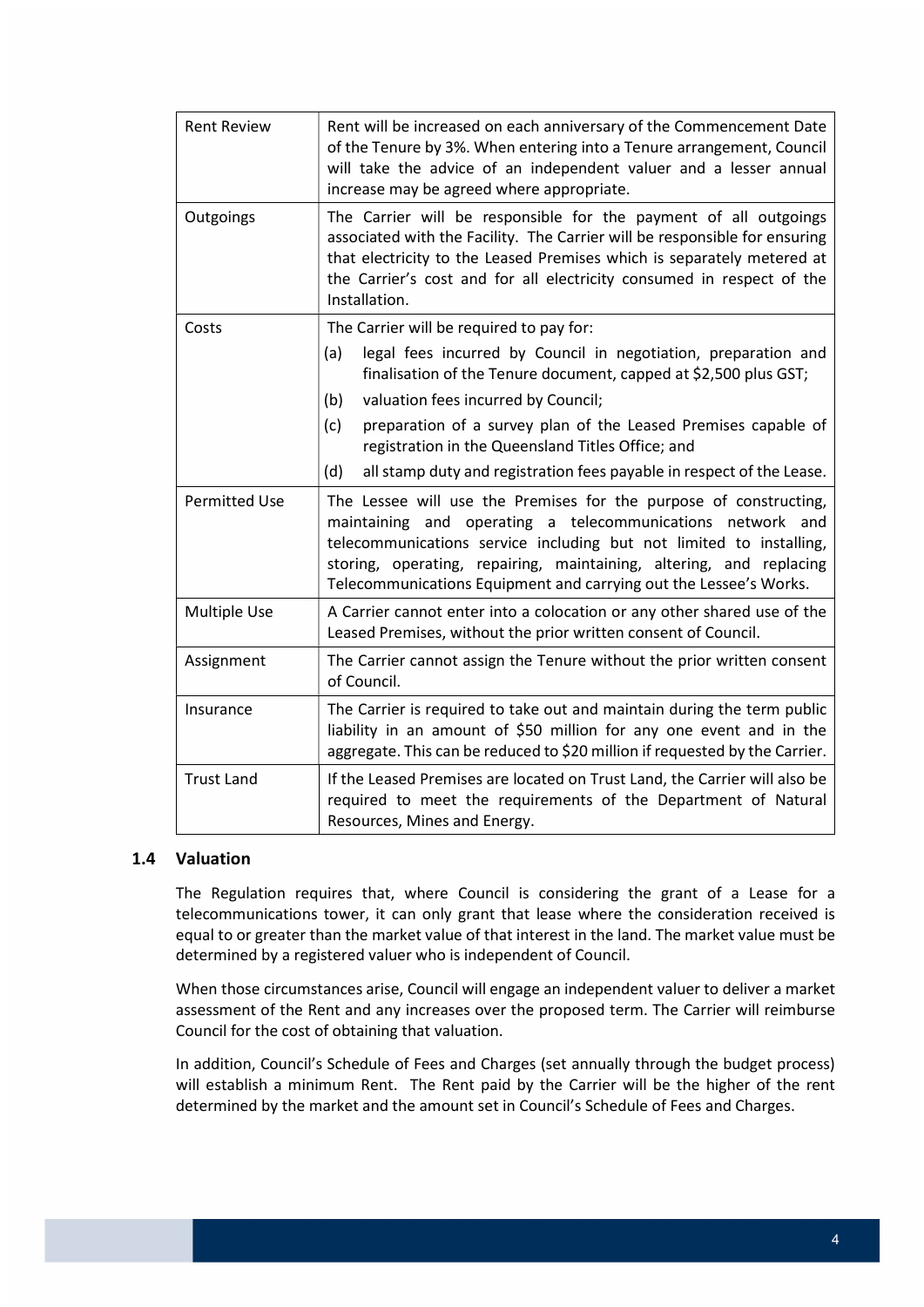| | |
|---|---|
| Rent Review | Rent will be increased on each anniversary of the Commencement Date of the Tenure by 3%. When entering into a Tenure arrangement, Council will take the advice of an independent valuer and a lesser annual increase may be agreed where appropriate. |
| Outgoings | The Carrier will be responsible for the payment of all outgoings associated with the Facility. The Carrier will be responsible for ensuring that electricity to the Leased Premises which is separately metered at the Carrier's cost and for all electricity consumed in respect of the Installation. |
| Costs | The Carrier will be required to pay for:<br>(a) legal fees incurred by Council in negotiation, preparation and finalisation of the Tenure document, capped at $2,500 plus GST;<br>(b) valuation fees incurred by Council;<br>(c) preparation of a survey plan of the Leased Premises capable of registration in the Queensland Titles Office; and<br>(d) all stamp duty and registration fees payable in respect of the Lease. |
| Permitted Use | The Lessee will use the Premises for the purpose of constructing, maintaining and operating a telecommunications network and telecommunications service including but not limited to installing, storing, operating, repairing, maintaining, altering, and replacing Telecommunications Equipment and carrying out the Lessee's Works. |
| Multiple Use | A Carrier cannot enter into a colocation or any other shared use of the Leased Premises, without the prior written consent of Council. |
| Assignment | The Carrier cannot assign the Tenure without the prior written consent of Council. |
| Insurance | The Carrier is required to take out and maintain during the term public liability in an amount of $50 million for any one event and in the aggregate. This can be reduced to $20 million if requested by the Carrier. |
| Trust Land | If the Leased Premises are located on Trust Land, the Carrier will also be required to meet the requirements of the Department of Natural Resources, Mines and Energy. |

### 1.4 Valuation

The Regulation requires that, where Council is considering the grant of a Lease for a telecommunications tower, it can only grant that lease where the consideration received is equal to or greater than the market value of that interest in the land. The market value must be determined by a registered valuer who is independent of Council.

When those circumstances arise, Council will engage an independent valuer to deliver a market assessment of the Rent and any increases over the proposed term. The Carrier will reimburse Council for the cost of obtaining that valuation.

In addition, Council's Schedule of Fees and Charges (set annually through the budget process) will establish a minimum Rent. The Rent paid by the Carrier will be the higher of the rent determined by the market and the amount set in Council's Schedule of Fees and Charges.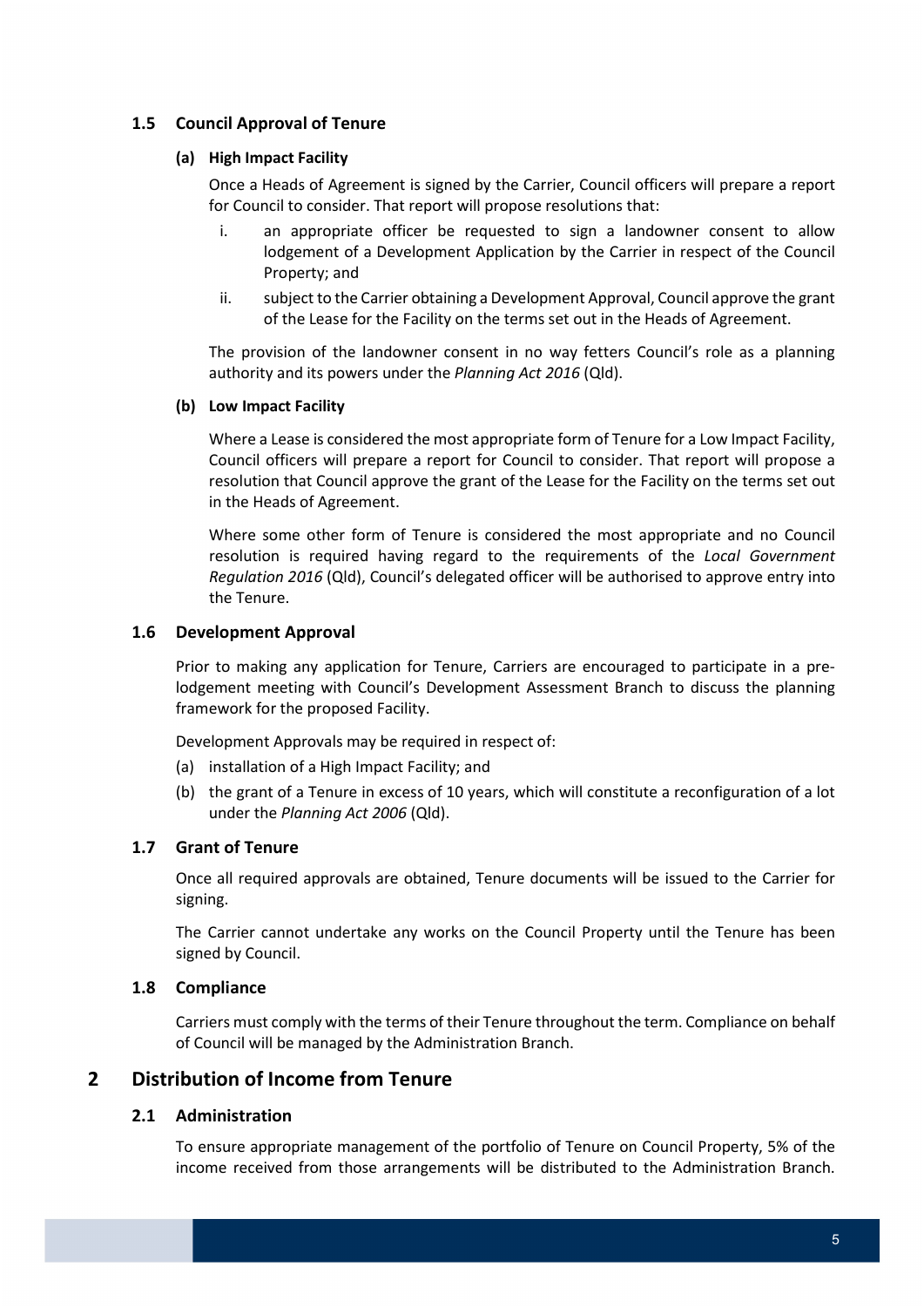### 1.5 Council Approval of Tenure

#### (a) High Impact Facility

Once a Heads of Agreement is signed by the Carrier, Council officers will prepare a report for Council to consider. That report will propose resolutions that:

i. an appropriate officer be requested to sign a landowner consent to allow lodgement of a Development Application by the Carrier in respect of the Council Property; and

ii. subject to the Carrier obtaining a Development Approval, Council approve the grant of the Lease for the Facility on the terms set out in the Heads of Agreement.

The provision of the landowner consent in no way fetters Council's role as a planning authority and its powers under the *Planning Act 2016* (Qld).

#### (b) Low Impact Facility

Where a Lease is considered the most appropriate form of Tenure for a Low Impact Facility, Council officers will prepare a report for Council to consider. That report will propose a resolution that Council approve the grant of the Lease for the Facility on the terms set out in the Heads of Agreement.

Where some other form of Tenure is considered the most appropriate and no Council resolution is required having regard to the requirements of the *Local Government Regulation 2016* (Qld), Council's delegated officer will be authorised to approve entry into the Tenure.

### 1.6 Development Approval

Prior to making any application for Tenure, Carriers are encouraged to participate in a pre-lodgement meeting with Council's Development Assessment Branch to discuss the planning framework for the proposed Facility.

Development Approvals may be required in respect of:

(a) installation of a High Impact Facility; and

(b) the grant of a Tenure in excess of 10 years, which will constitute a reconfiguration of a lot under the *Planning Act 2006* (Qld).

### 1.7 Grant of Tenure

Once all required approvals are obtained, Tenure documents will be issued to the Carrier for signing.

The Carrier cannot undertake any works on the Council Property until the Tenure has been signed by Council.

### 1.8 Compliance

Carriers must comply with the terms of their Tenure throughout the term. Compliance on behalf of Council will be managed by the Administration Branch.

## 2 Distribution of Income from Tenure

### 2.1 Administration

To ensure appropriate management of the portfolio of Tenure on Council Property, 5% of the income received from those arrangements will be distributed to the Administration Branch.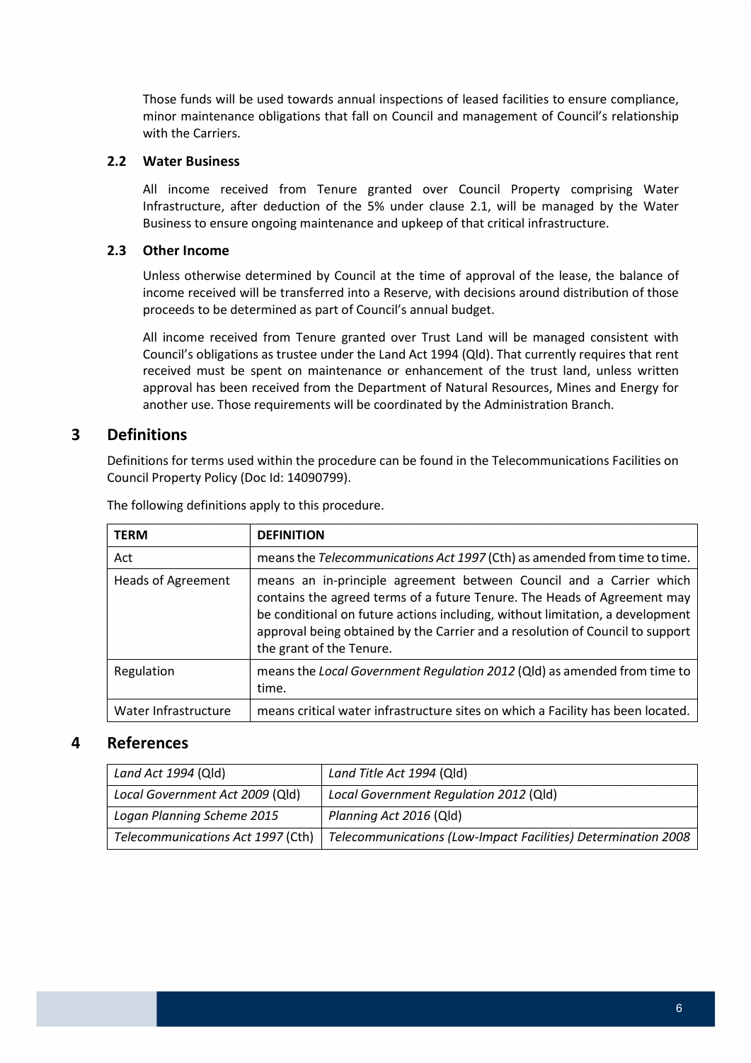Those funds will be used towards annual inspections of leased facilities to ensure compliance, minor maintenance obligations that fall on Council and management of Council's relationship with the Carriers.

### 2.2 Water Business

All income received from Tenure granted over Council Property comprising Water Infrastructure, after deduction of the 5% under clause 2.1, will be managed by the Water Business to ensure ongoing maintenance and upkeep of that critical infrastructure.

### 2.3 Other Income

Unless otherwise determined by Council at the time of approval of the lease, the balance of income received will be transferred into a Reserve, with decisions around distribution of those proceeds to be determined as part of Council's annual budget.

All income received from Tenure granted over Trust Land will be managed consistent with Council's obligations as trustee under the Land Act 1994 (Qld). That currently requires that rent received must be spent on maintenance or enhancement of the trust land, unless written approval has been received from the Department of Natural Resources, Mines and Energy for another use. Those requirements will be coordinated by the Administration Branch.

## 3 Definitions

Definitions for terms used within the procedure can be found in the Telecommunications Facilities on Council Property Policy (Doc Id: 14090799).

The following definitions apply to this procedure.

| TERM | DEFINITION |
|---|---|
| Act | means the *Telecommunications Act 1997* (Cth) as amended from time to time. |
| Heads of Agreement | means an in-principle agreement between Council and a Carrier which contains the agreed terms of a future Tenure. The Heads of Agreement may be conditional on future actions including, without limitation, a development approval being obtained by the Carrier and a resolution of Council to support the grant of the Tenure. |
| Regulation | means the *Local Government Regulation 2012* (Qld) as amended from time to time. |
| Water Infrastructure | means critical water infrastructure sites on which a Facility has been located. |

## 4 References

| | |
|---|---|
| *Land Act 1994* (Qld) | *Land Title Act 1994* (Qld) |
| *Local Government Act 2009* (Qld) | *Local Government Regulation 2012* (Qld) |
| *Logan Planning Scheme 2015* | *Planning Act 2016* (Qld) |
| *Telecommunications Act 1997* (Cth) | *Telecommunications (Low-Impact Facilities) Determination 2008* |